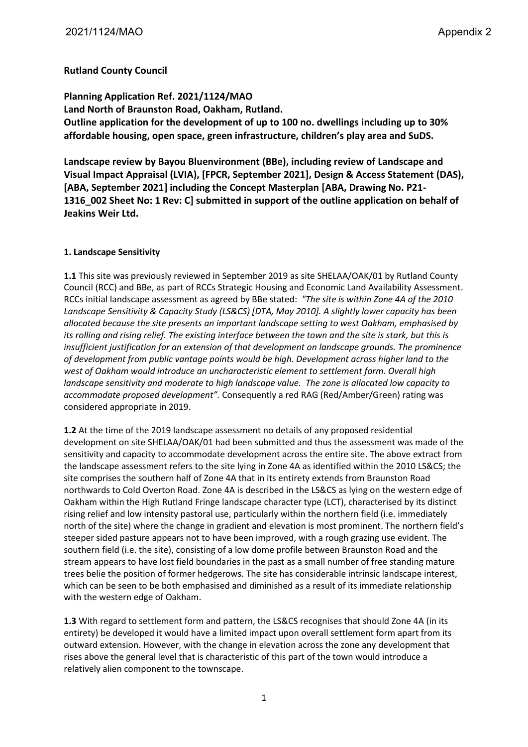**Rutland County Council**

**Planning Application Ref. 2021/1124/MAO**
**Land North of Braunston Road, Oakham, Rutland.**
**Outline application for the development of up to 100 no. dwellings including up to 30% affordable housing, open space, green infrastructure, children's play area and SuDS.**

**Landscape review by Bayou Bluenvironment (BBe), including review of Landscape and Visual Impact Appraisal (LVIA), [FPCR, September 2021], Design & Access Statement (DAS), [ABA, September 2021] including the Concept Masterplan [ABA, Drawing No. P21-1316_002 Sheet No: 1 Rev: C] submitted in support of the outline application on behalf of Jeakins Weir Ltd.**

**1. Landscape Sensitivity**

**1.1** This site was previously reviewed in September 2019 as site SHELAA/OAK/01 by Rutland County Council (RCC) and BBe, as part of RCCs Strategic Housing and Economic Land Availability Assessment. RCCs initial landscape assessment as agreed by BBe stated: *"The site is within Zone 4A of the 2010 Landscape Sensitivity & Capacity Study (LS&CS) [DTA, May 2010]. A slightly lower capacity has been allocated because the site presents an important landscape setting to west Oakham, emphasised by its rolling and rising relief. The existing interface between the town and the site is stark, but this is insufficient justification for an extension of that development on landscape grounds. The prominence of development from public vantage points would be high. Development across higher land to the west of Oakham would introduce an uncharacteristic element to settlement form. Overall high landscape sensitivity and moderate to high landscape value. The zone is allocated low capacity to accommodate proposed development".* Consequently a red RAG (Red/Amber/Green) rating was considered appropriate in 2019.

**1.2** At the time of the 2019 landscape assessment no details of any proposed residential development on site SHELAA/OAK/01 had been submitted and thus the assessment was made of the sensitivity and capacity to accommodate development across the entire site. The above extract from the landscape assessment refers to the site lying in Zone 4A as identified within the 2010 LS&CS; the site comprises the southern half of Zone 4A that in its entirety extends from Braunston Road northwards to Cold Overton Road. Zone 4A is described in the LS&CS as lying on the western edge of Oakham within the High Rutland Fringe landscape character type (LCT), characterised by its distinct rising relief and low intensity pastoral use, particularly within the northern field (i.e. immediately north of the site) where the change in gradient and elevation is most prominent. The northern field's steeper sided pasture appears not to have been improved, with a rough grazing use evident. The southern field (i.e. the site), consisting of a low dome profile between Braunston Road and the stream appears to have lost field boundaries in the past as a small number of free standing mature trees belie the position of former hedgerows. The site has considerable intrinsic landscape interest, which can be seen to be both emphasised and diminished as a result of its immediate relationship with the western edge of Oakham.

**1.3** With regard to settlement form and pattern, the LS&CS recognises that should Zone 4A (in its entirety) be developed it would have a limited impact upon overall settlement form apart from its outward extension. However, with the change in elevation across the zone any development that rises above the general level that is characteristic of this part of the town would introduce a relatively alien component to the townscape.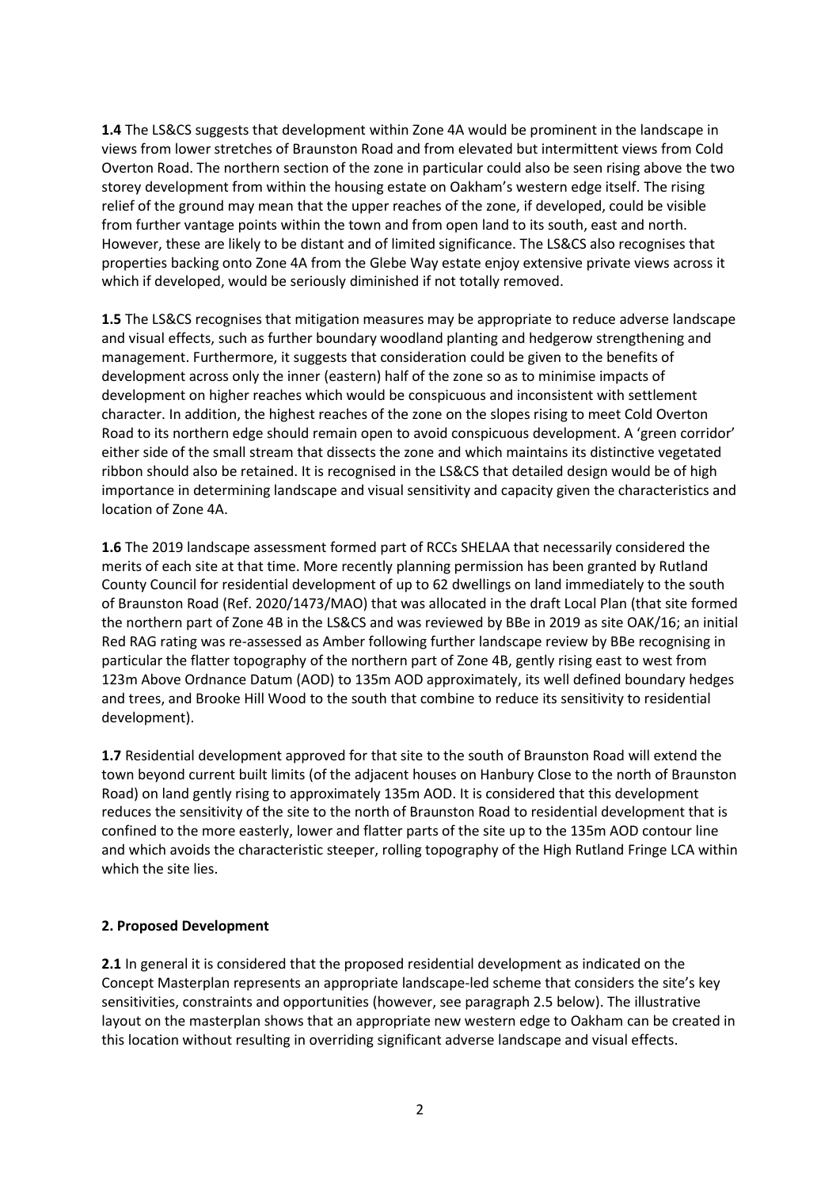**1.4** The LS&CS suggests that development within Zone 4A would be prominent in the landscape in views from lower stretches of Braunston Road and from elevated but intermittent views from Cold Overton Road. The northern section of the zone in particular could also be seen rising above the two storey development from within the housing estate on Oakham's western edge itself. The rising relief of the ground may mean that the upper reaches of the zone, if developed, could be visible from further vantage points within the town and from open land to its south, east and north. However, these are likely to be distant and of limited significance. The LS&CS also recognises that properties backing onto Zone 4A from the Glebe Way estate enjoy extensive private views across it which if developed, would be seriously diminished if not totally removed.

**1.5** The LS&CS recognises that mitigation measures may be appropriate to reduce adverse landscape and visual effects, such as further boundary woodland planting and hedgerow strengthening and management. Furthermore, it suggests that consideration could be given to the benefits of development across only the inner (eastern) half of the zone so as to minimise impacts of development on higher reaches which would be conspicuous and inconsistent with settlement character. In addition, the highest reaches of the zone on the slopes rising to meet Cold Overton Road to its northern edge should remain open to avoid conspicuous development. A 'green corridor' either side of the small stream that dissects the zone and which maintains its distinctive vegetated ribbon should also be retained. It is recognised in the LS&CS that detailed design would be of high importance in determining landscape and visual sensitivity and capacity given the characteristics and location of Zone 4A.

**1.6** The 2019 landscape assessment formed part of RCCs SHELAA that necessarily considered the merits of each site at that time. More recently planning permission has been granted by Rutland County Council for residential development of up to 62 dwellings on land immediately to the south of Braunston Road (Ref. 2020/1473/MAO) that was allocated in the draft Local Plan (that site formed the northern part of Zone 4B in the LS&CS and was reviewed by BBe in 2019 as site OAK/16; an initial Red RAG rating was re-assessed as Amber following further landscape review by BBe recognising in particular the flatter topography of the northern part of Zone 4B, gently rising east to west from 123m Above Ordnance Datum (AOD) to 135m AOD approximately, its well defined boundary hedges and trees, and Brooke Hill Wood to the south that combine to reduce its sensitivity to residential development).

**1.7** Residential development approved for that site to the south of Braunston Road will extend the town beyond current built limits (of the adjacent houses on Hanbury Close to the north of Braunston Road) on land gently rising to approximately 135m AOD. It is considered that this development reduces the sensitivity of the site to the north of Braunston Road to residential development that is confined to the more easterly, lower and flatter parts of the site up to the 135m AOD contour line and which avoids the characteristic steeper, rolling topography of the High Rutland Fringe LCA within which the site lies.

## 2. Proposed Development

**2.1** In general it is considered that the proposed residential development as indicated on the Concept Masterplan represents an appropriate landscape-led scheme that considers the site's key sensitivities, constraints and opportunities (however, see paragraph 2.5 below). The illustrative layout on the masterplan shows that an appropriate new western edge to Oakham can be created in this location without resulting in overriding significant adverse landscape and visual effects.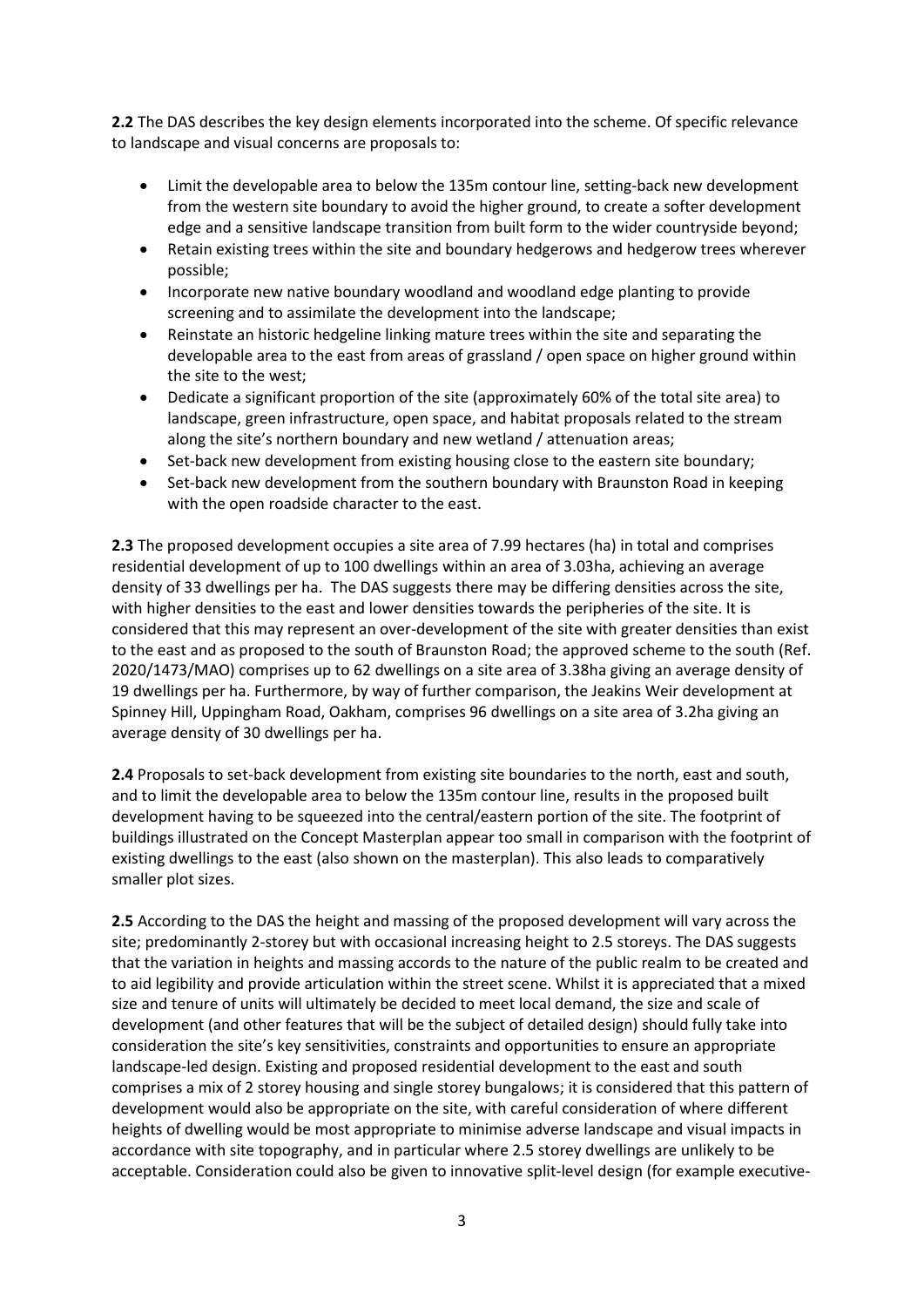**2.2** The DAS describes the key design elements incorporated into the scheme. Of specific relevance to landscape and visual concerns are proposals to:

- Limit the developable area to below the 135m contour line, setting-back new development from the western site boundary to avoid the higher ground, to create a softer development edge and a sensitive landscape transition from built form to the wider countryside beyond;
- Retain existing trees within the site and boundary hedgerows and hedgerow trees wherever possible;
- Incorporate new native boundary woodland and woodland edge planting to provide screening and to assimilate the development into the landscape;
- Reinstate an historic hedgeline linking mature trees within the site and separating the developable area to the east from areas of grassland / open space on higher ground within the site to the west;
- Dedicate a significant proportion of the site (approximately 60% of the total site area) to landscape, green infrastructure, open space, and habitat proposals related to the stream along the site's northern boundary and new wetland / attenuation areas;
- Set-back new development from existing housing close to the eastern site boundary;
- Set-back new development from the southern boundary with Braunston Road in keeping with the open roadside character to the east.

**2.3** The proposed development occupies a site area of 7.99 hectares (ha) in total and comprises residential development of up to 100 dwellings within an area of 3.03ha, achieving an average density of 33 dwellings per ha. The DAS suggests there may be differing densities across the site, with higher densities to the east and lower densities towards the peripheries of the site. It is considered that this may represent an over-development of the site with greater densities than exist to the east and as proposed to the south of Braunston Road; the approved scheme to the south (Ref. 2020/1473/MAO) comprises up to 62 dwellings on a site area of 3.38ha giving an average density of 19 dwellings per ha. Furthermore, by way of further comparison, the Jeakins Weir development at Spinney Hill, Uppingham Road, Oakham, comprises 96 dwellings on a site area of 3.2ha giving an average density of 30 dwellings per ha.

**2.4** Proposals to set-back development from existing site boundaries to the north, east and south, and to limit the developable area to below the 135m contour line, results in the proposed built development having to be squeezed into the central/eastern portion of the site. The footprint of buildings illustrated on the Concept Masterplan appear too small in comparison with the footprint of existing dwellings to the east (also shown on the masterplan). This also leads to comparatively smaller plot sizes.

**2.5** According to the DAS the height and massing of the proposed development will vary across the site; predominantly 2-storey but with occasional increasing height to 2.5 storeys. The DAS suggests that the variation in heights and massing accords to the nature of the public realm to be created and to aid legibility and provide articulation within the street scene. Whilst it is appreciated that a mixed size and tenure of units will ultimately be decided to meet local demand, the size and scale of development (and other features that will be the subject of detailed design) should fully take into consideration the site's key sensitivities, constraints and opportunities to ensure an appropriate landscape-led design. Existing and proposed residential development to the east and south comprises a mix of 2 storey housing and single storey bungalows; it is considered that this pattern of development would also be appropriate on the site, with careful consideration of where different heights of dwelling would be most appropriate to minimise adverse landscape and visual impacts in accordance with site topography, and in particular where 2.5 storey dwellings are unlikely to be acceptable. Consideration could also be given to innovative split-level design (for example executive-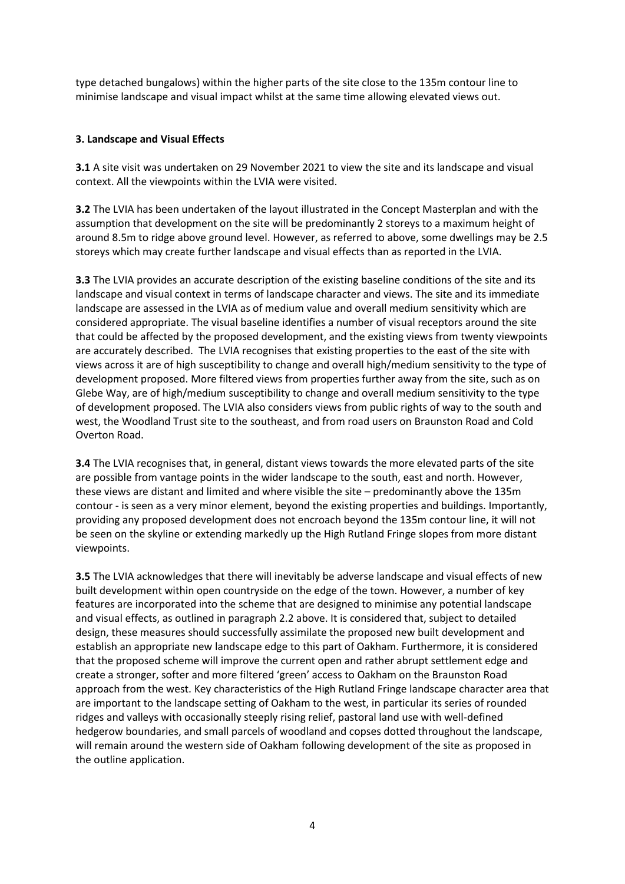type detached bungalows) within the higher parts of the site close to the 135m contour line to minimise landscape and visual impact whilst at the same time allowing elevated views out.

### 3. Landscape and Visual Effects

**3.1** A site visit was undertaken on 29 November 2021 to view the site and its landscape and visual context. All the viewpoints within the LVIA were visited.

**3.2** The LVIA has been undertaken of the layout illustrated in the Concept Masterplan and with the assumption that development on the site will be predominantly 2 storeys to a maximum height of around 8.5m to ridge above ground level. However, as referred to above, some dwellings may be 2.5 storeys which may create further landscape and visual effects than as reported in the LVIA.

**3.3** The LVIA provides an accurate description of the existing baseline conditions of the site and its landscape and visual context in terms of landscape character and views. The site and its immediate landscape are assessed in the LVIA as of medium value and overall medium sensitivity which are considered appropriate. The visual baseline identifies a number of visual receptors around the site that could be affected by the proposed development, and the existing views from twenty viewpoints are accurately described. The LVIA recognises that existing properties to the east of the site with views across it are of high susceptibility to change and overall high/medium sensitivity to the type of development proposed. More filtered views from properties further away from the site, such as on Glebe Way, are of high/medium susceptibility to change and overall medium sensitivity to the type of development proposed. The LVIA also considers views from public rights of way to the south and west, the Woodland Trust site to the southeast, and from road users on Braunston Road and Cold Overton Road.

**3.4** The LVIA recognises that, in general, distant views towards the more elevated parts of the site are possible from vantage points in the wider landscape to the south, east and north. However, these views are distant and limited and where visible the site – predominantly above the 135m contour - is seen as a very minor element, beyond the existing properties and buildings. Importantly, providing any proposed development does not encroach beyond the 135m contour line, it will not be seen on the skyline or extending markedly up the High Rutland Fringe slopes from more distant viewpoints.

**3.5** The LVIA acknowledges that there will inevitably be adverse landscape and visual effects of new built development within open countryside on the edge of the town. However, a number of key features are incorporated into the scheme that are designed to minimise any potential landscape and visual effects, as outlined in paragraph 2.2 above. It is considered that, subject to detailed design, these measures should successfully assimilate the proposed new built development and establish an appropriate new landscape edge to this part of Oakham. Furthermore, it is considered that the proposed scheme will improve the current open and rather abrupt settlement edge and create a stronger, softer and more filtered 'green' access to Oakham on the Braunston Road approach from the west. Key characteristics of the High Rutland Fringe landscape character area that are important to the landscape setting of Oakham to the west, in particular its series of rounded ridges and valleys with occasionally steeply rising relief, pastoral land use with well-defined hedgerow boundaries, and small parcels of woodland and copses dotted throughout the landscape, will remain around the western side of Oakham following development of the site as proposed in the outline application.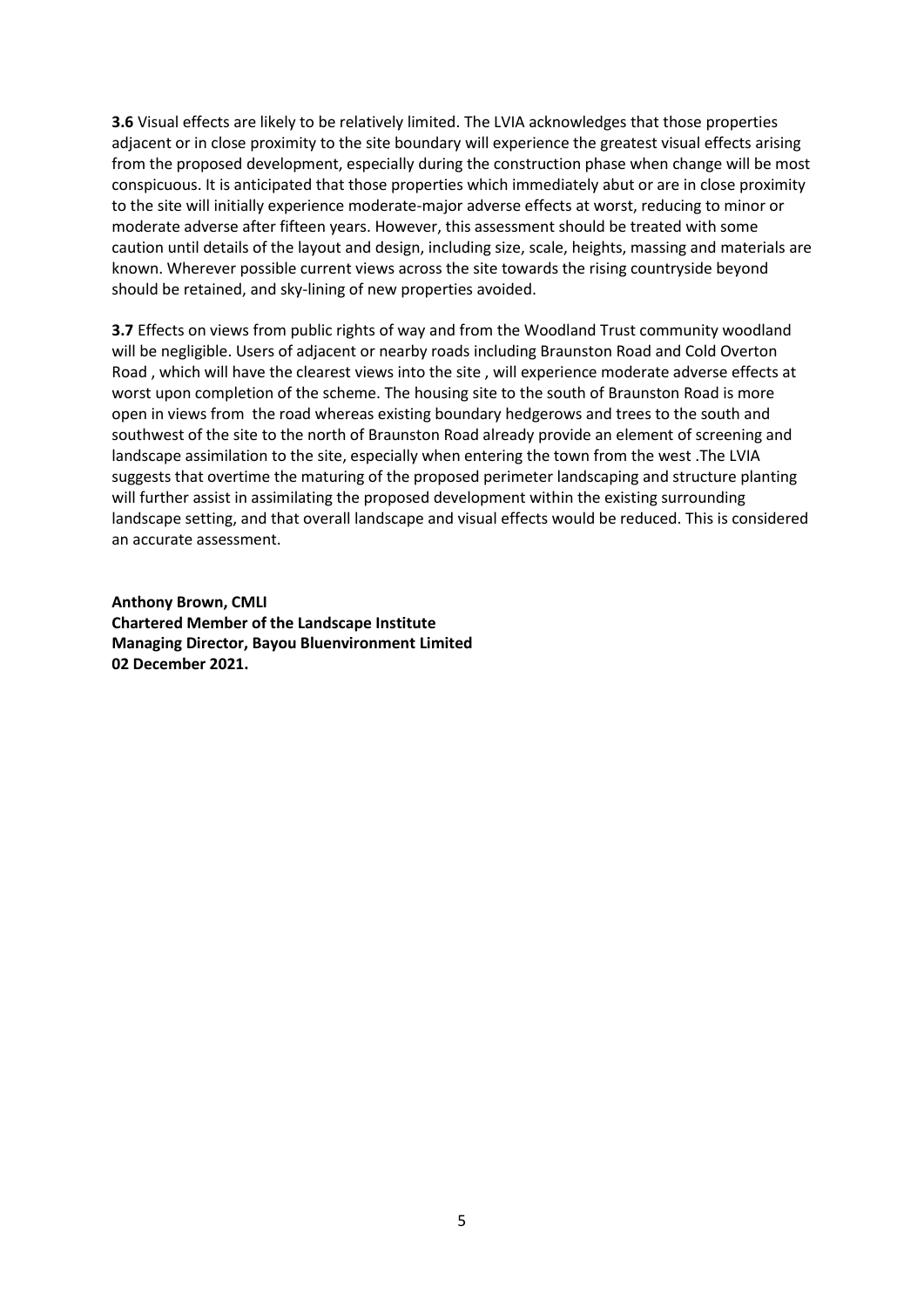**3.6** Visual effects are likely to be relatively limited. The LVIA acknowledges that those properties adjacent or in close proximity to the site boundary will experience the greatest visual effects arising from the proposed development, especially during the construction phase when change will be most conspicuous. It is anticipated that those properties which immediately abut or are in close proximity to the site will initially experience moderate-major adverse effects at worst, reducing to minor or moderate adverse after fifteen years. However, this assessment should be treated with some caution until details of the layout and design, including size, scale, heights, massing and materials are known. Wherever possible current views across the site towards the rising countryside beyond should be retained, and sky-lining of new properties avoided.

**3.7** Effects on views from public rights of way and from the Woodland Trust community woodland will be negligible. Users of adjacent or nearby roads including Braunston Road and Cold Overton Road , which will have the clearest views into the site , will experience moderate adverse effects at worst upon completion of the scheme. The housing site to the south of Braunston Road is more open in views from the road whereas existing boundary hedgerows and trees to the south and southwest of the site to the north of Braunston Road already provide an element of screening and landscape assimilation to the site, especially when entering the town from the west .The LVIA suggests that overtime the maturing of the proposed perimeter landscaping and structure planting will further assist in assimilating the proposed development within the existing surrounding landscape setting, and that overall landscape and visual effects would be reduced. This is considered an accurate assessment.

**Anthony Brown, CMLI**
**Chartered Member of the Landscape Institute**
**Managing Director, Bayou Bluenvironment Limited**
**02 December 2021.**